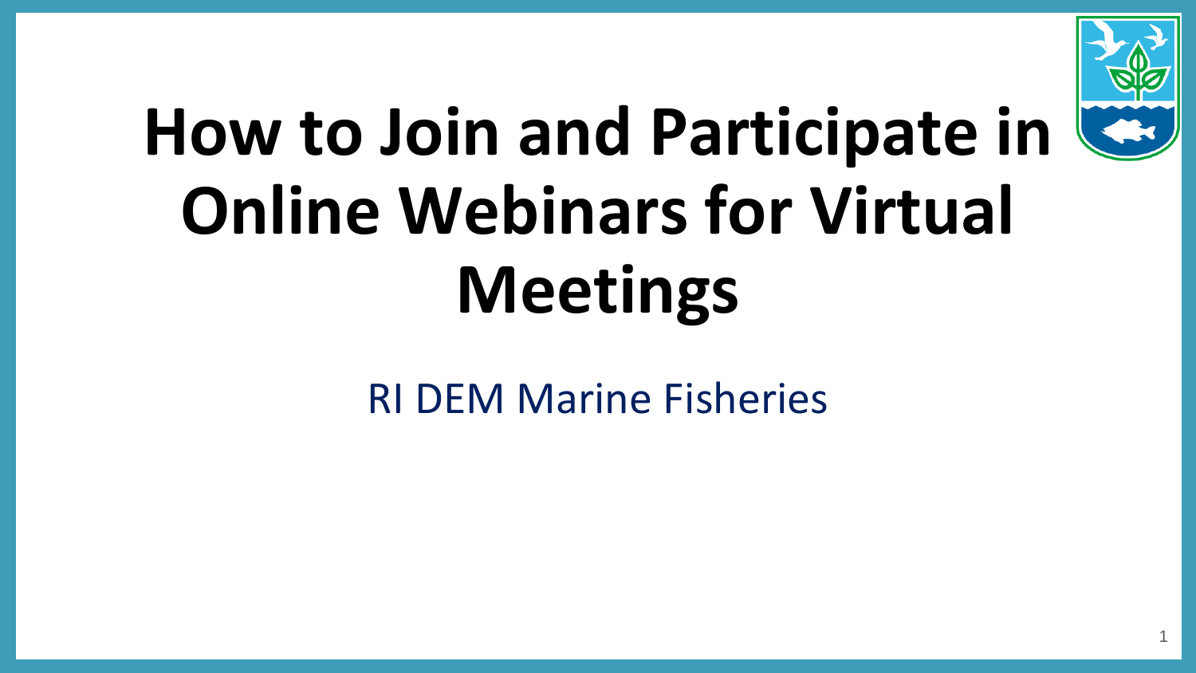# How to Join and Participate in Online Webinars for Virtual Meetings

RI DEM Marine Fisheries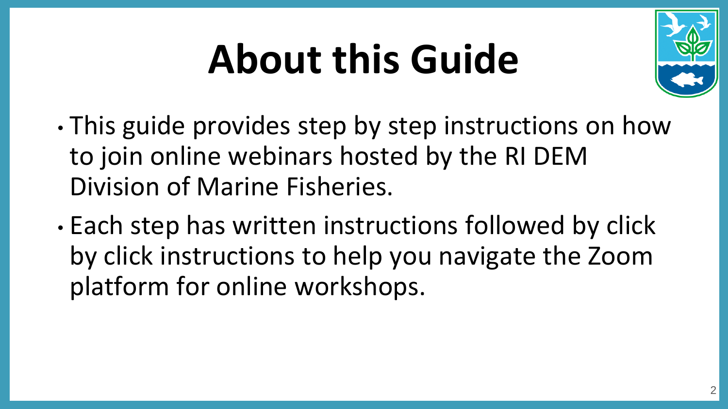# About this Guide

- This guide provides step by step instructions on how to join online webinars hosted by the RI DEM Division of Marine Fisheries.
- Each step has written instructions followed by click by click instructions to help you navigate the Zoom platform for online workshops.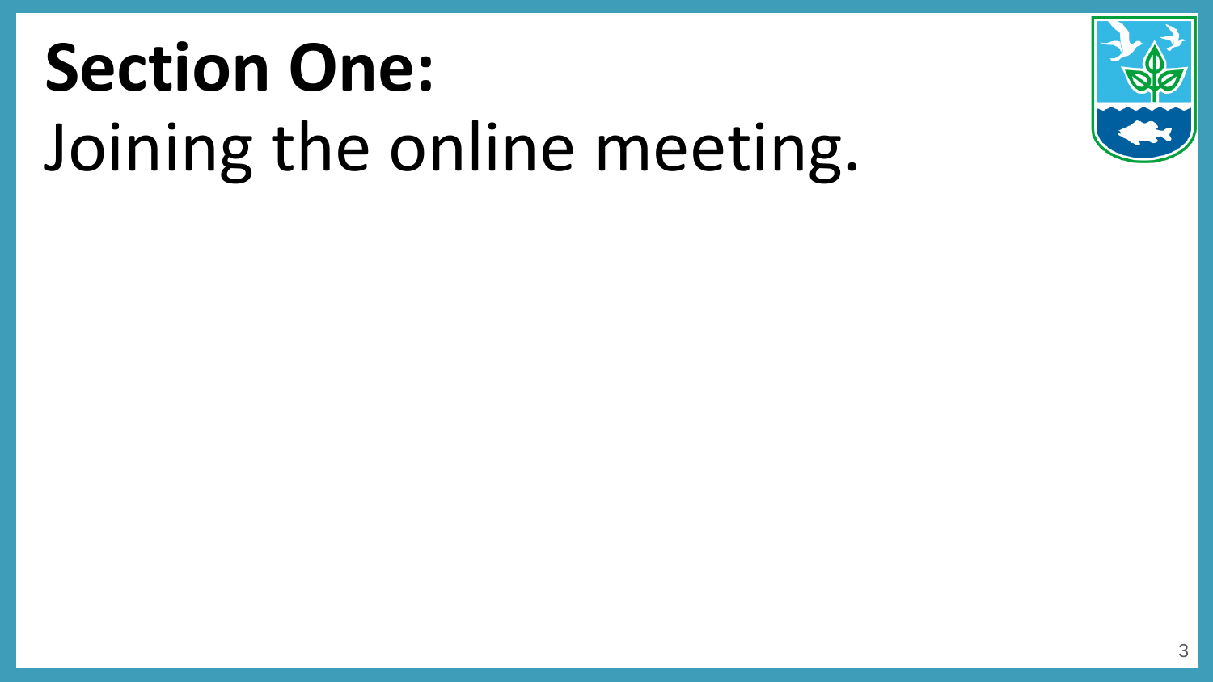# **Section One:** Joining the online meeting.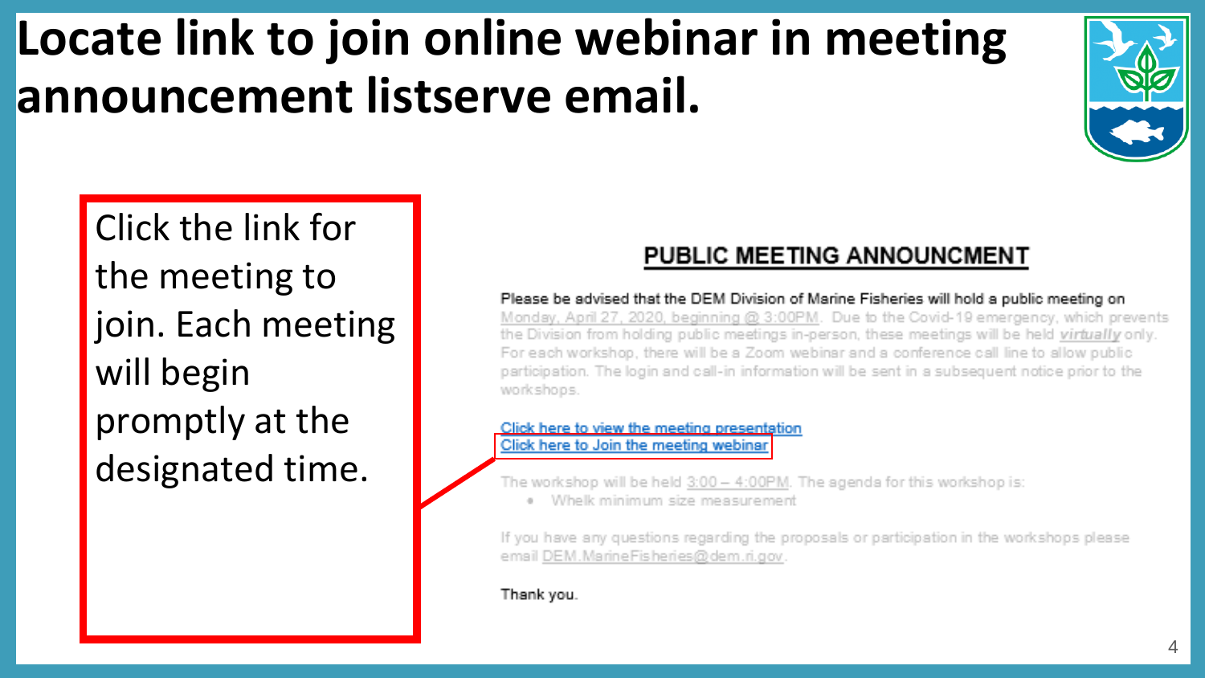# Locate link to join online webinar in meeting announcement listserve email.

Click the link for the meeting to join. Each meeting will begin promptly at the designated time.

## PUBLIC MEETING ANNOUNCMENT

Please be advised that the DEM Division of Marine Fisheries will hold a public meeting on Monday, April 27, 2020, beginning @ 3:00PM. Due to the Covid-19 emergency, which prevents the Division from holding public meetings in-person, these meetings will be held ***virtually*** only. For each workshop, there will be a Zoom webinar and a conference call line to allow public participation. The login and call-in information will be sent in a subsequent notice prior to the workshops.

Click here to view the meeting presentation
Click here to Join the meeting webinar

The workshop will be held 3:00 – 4:00PM. The agenda for this workshop is:

- Whelk minimum size measurement

If you have any questions regarding the proposals or participation in the workshops please email DEM.MarineFisheries@dem.ri.gov.

Thank you.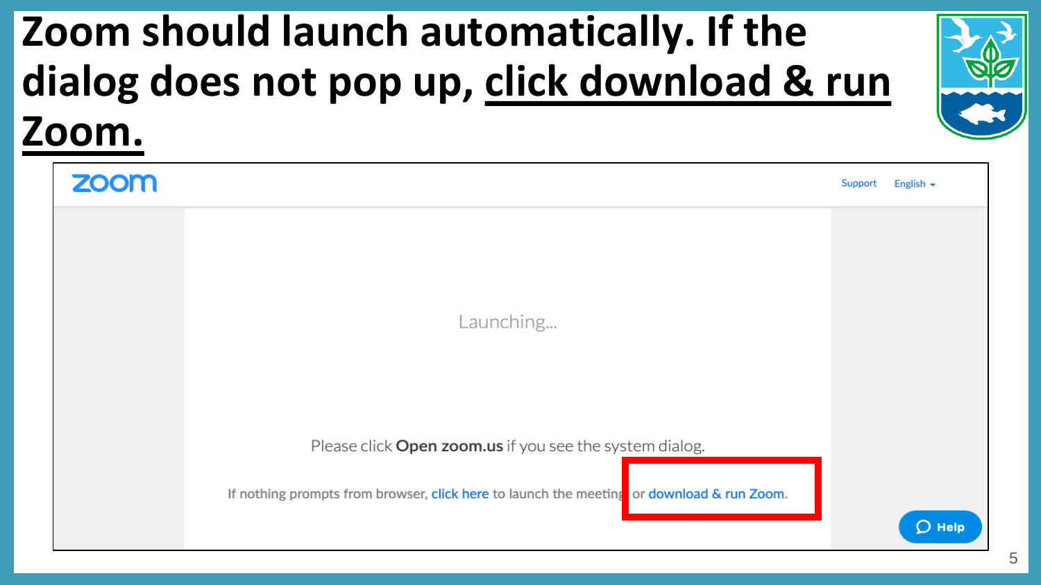# Zoom should launch automatically. If the dialog does not pop up, click download & run Zoom.

zoom

Support English

Launching...

Please click **Open zoom.us** if you see the system dialog.

If nothing prompts from browser, click here to launch the meeting or download & run Zoom.

Help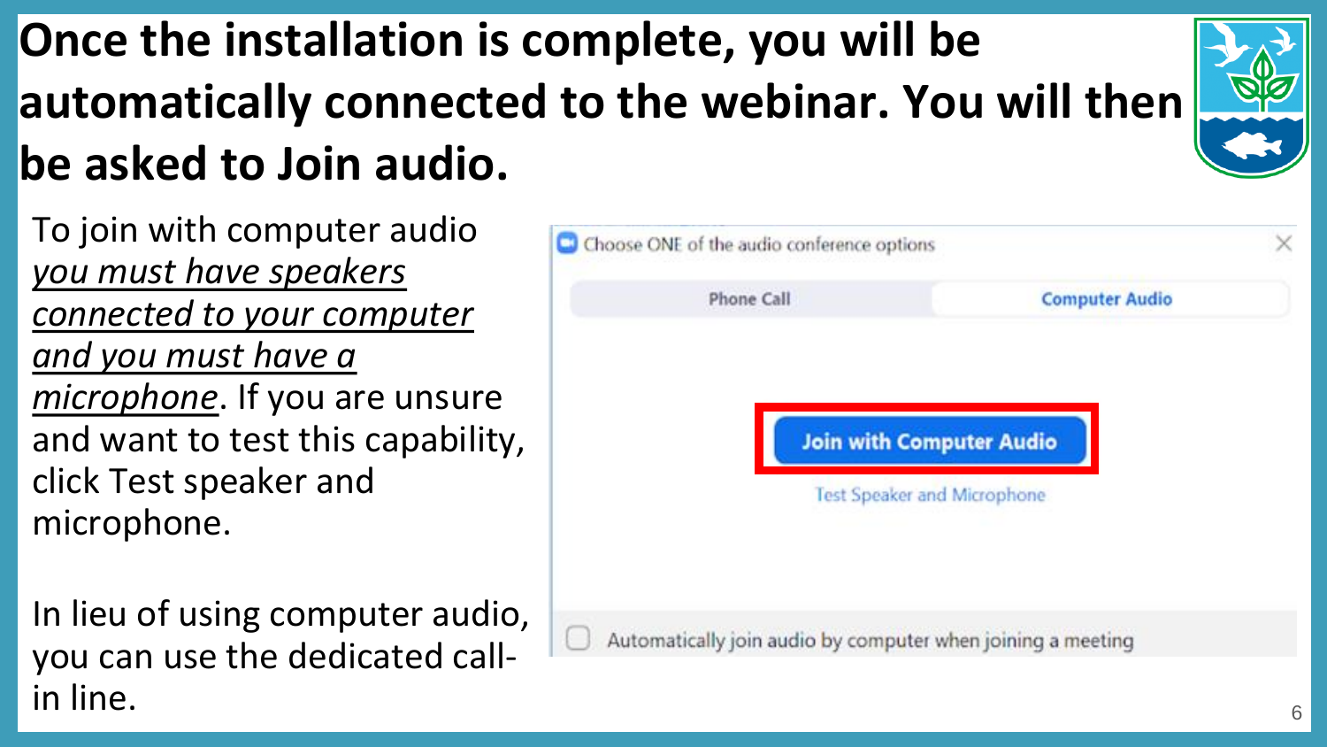# Once the installation is complete, you will be automatically connected to the webinar. You will then be asked to Join audio.

To join with computer audio *you must have speakers connected to your computer and you must have a microphone*. If you are unsure and want to test this capability, click Test speaker and microphone.

In lieu of using computer audio, you can use the dedicated call-in line.

Choose ONE of the audio conference options

Phone Call | Computer Audio

Join with Computer Audio

Test Speaker and Microphone

Automatically join audio by computer when joining a meeting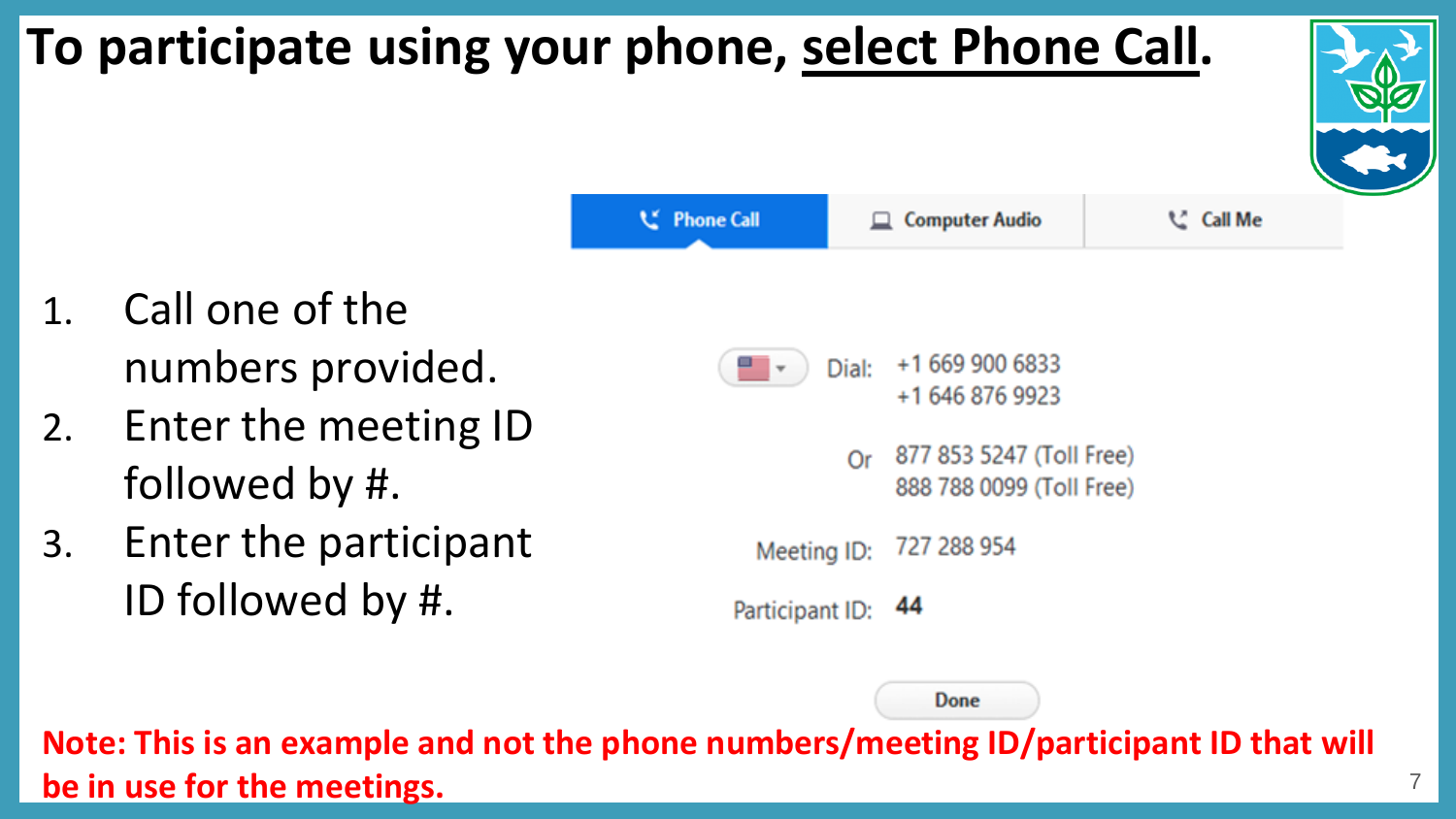# To participate using your phone, select Phone Call.

Phone Call | Computer Audio | Call Me

1. Call one of the numbers provided.
2. Enter the meeting ID followed by #.
3. Enter the participant ID followed by #.

Dial: +1 669 900 6833
+1 646 876 9923

Or 877 853 5247 (Toll Free)
888 788 0099 (Toll Free)

Meeting ID: 727 288 954

Participant ID: **44**

Done

**Note: This is an example and not the phone numbers/meeting ID/participant ID that will be in use for the meetings.**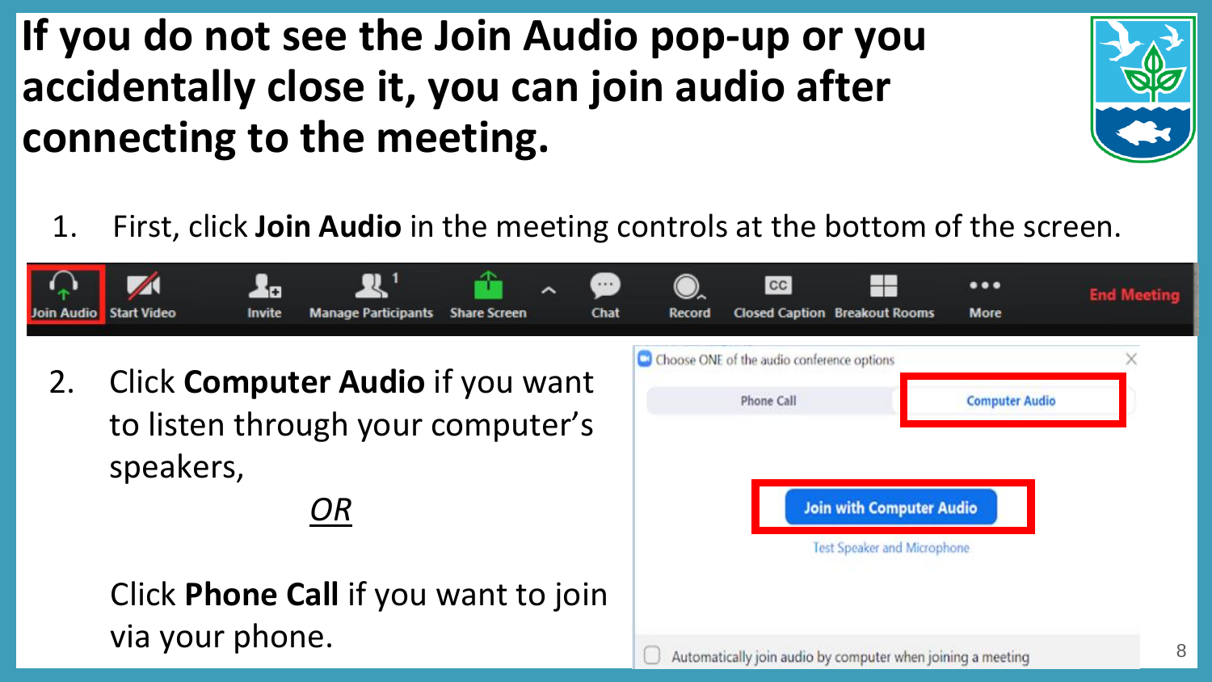# If you do not see the Join Audio pop-up or you accidentally close it, you can join audio after connecting to the meeting.

1. First, click **Join Audio** in the meeting controls at the bottom of the screen.

2. Click **Computer Audio** if you want to listen through your computer's speakers,

   <u>*OR*</u>

   Click **Phone Call** if you want to join via your phone.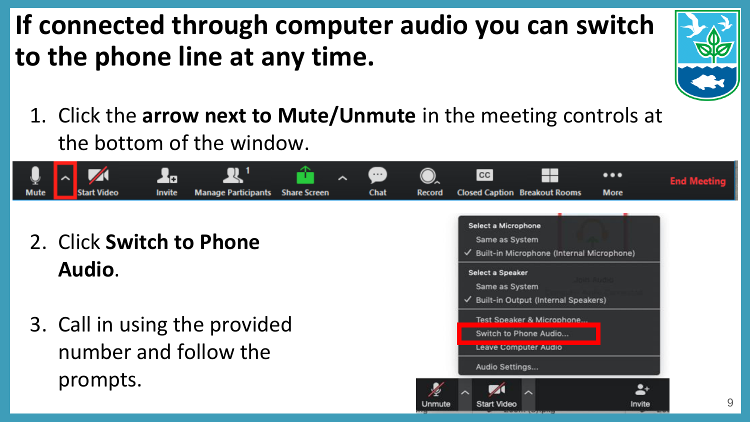# If connected through computer audio you can switch to the phone line at any time.

1. Click the **arrow next to Mute/Unmute** in the meeting controls at the bottom of the window.

2. Click **Switch to Phone Audio**.

3. Call in using the provided number and follow the prompts.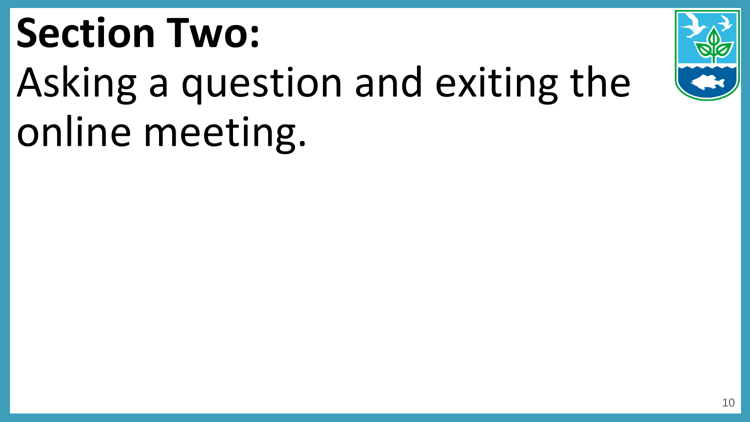# **Section Two:** Asking a question and exiting the online meeting.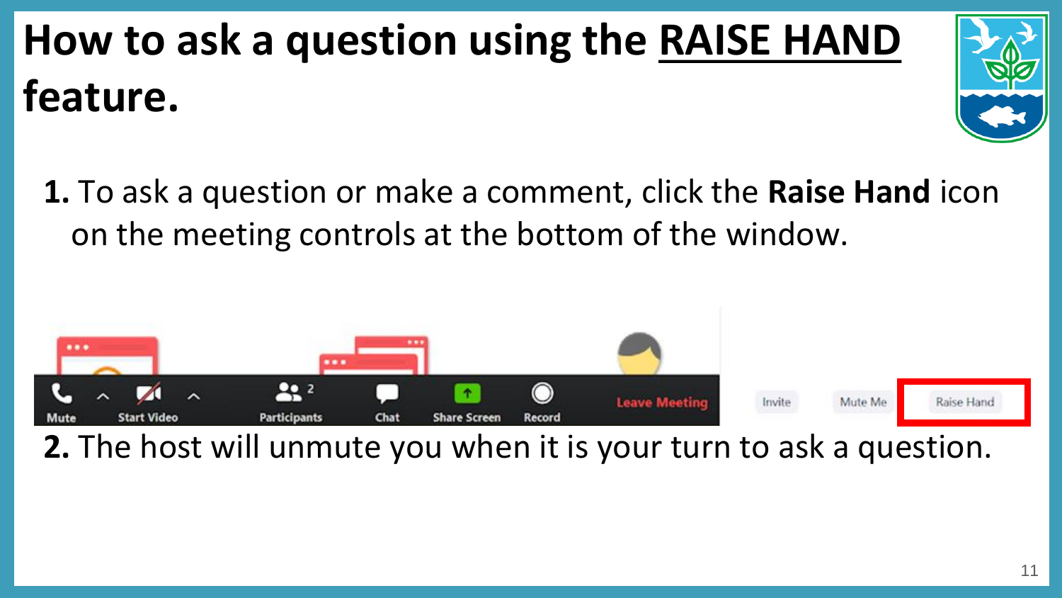# How to ask a question using the RAISE HAND feature.

**1.** To ask a question or make a comment, click the **Raise Hand** icon on the meeting controls at the bottom of the window.

**2.** The host will unmute you when it is your turn to ask a question.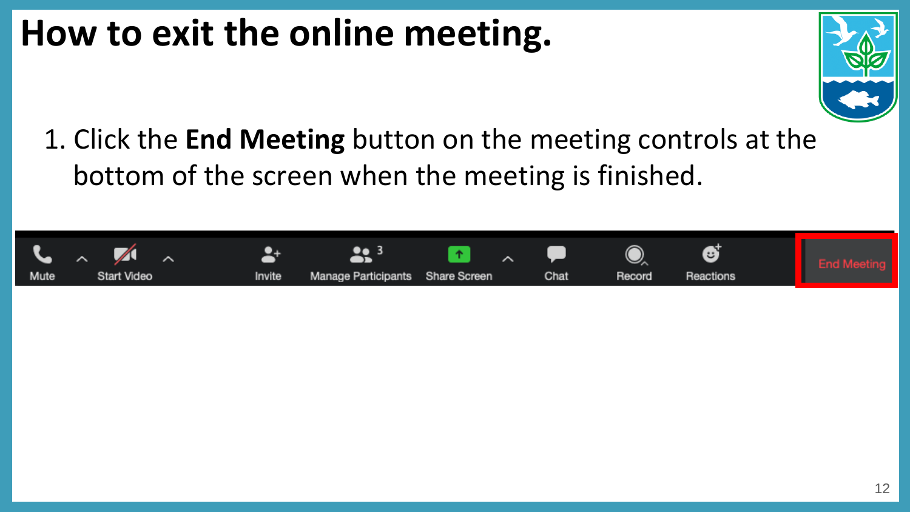# How to exit the online meeting.

1. Click the **End Meeting** button on the meeting controls at the bottom of the screen when the meeting is finished.

Mute Start Video Invite Manage Participants 3 Share Screen Chat Record Reactions End Meeting